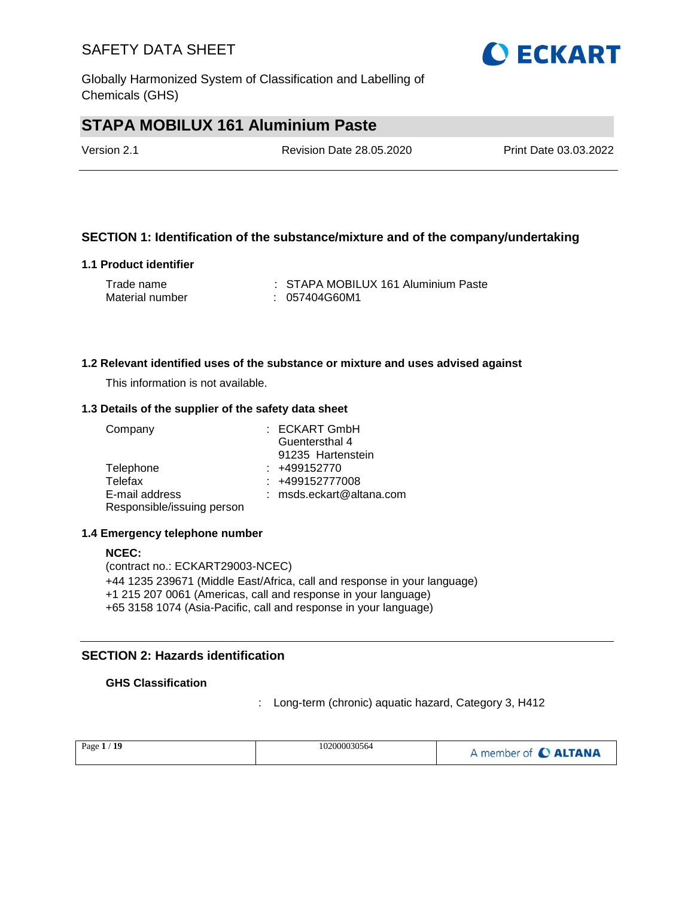# SAFETY DATA SHEET

Globally Harmonized System of Classification and Labelling of Chemicals (GHS)

## STAPA MOBILUX 161 Aluminium Paste

Version 2.1 | Revision Date 28.05.2020 | Print Date 03.03.2022

## SECTION 1: Identification of the substance/mixture and of the company/undertaking

### 1.1 Product identifier

| | |
|---|---|
| Trade name | : STAPA MOBILUX 161 Aluminium Paste |
| Material number | : 057404G60M1 |

### 1.2 Relevant identified uses of the substance or mixture and uses advised against

This information is not available.

### 1.3 Details of the supplier of the safety data sheet

| | |
|---|---|
| Company | : ECKART GmbH<br>Guentersthal 4<br>91235 Hartenstein |
| Telephone | : +499152770 |
| Telefax | : +499152777008 |
| E-mail address | : msds.eckart@altana.com |
| Responsible/issuing person | |

### 1.4 Emergency telephone number

**NCEC:**
(contract no.: ECKART29003-NCEC)
+44 1235 239671 (Middle East/Africa, call and response in your language)
+1 215 207 0061 (Americas, call and response in your language)
+65 3158 1074 (Asia-Pacific, call and response in your language)

## SECTION 2: Hazards identification

**GHS Classification**

: Long-term (chronic) aquatic hazard, Category 3, H412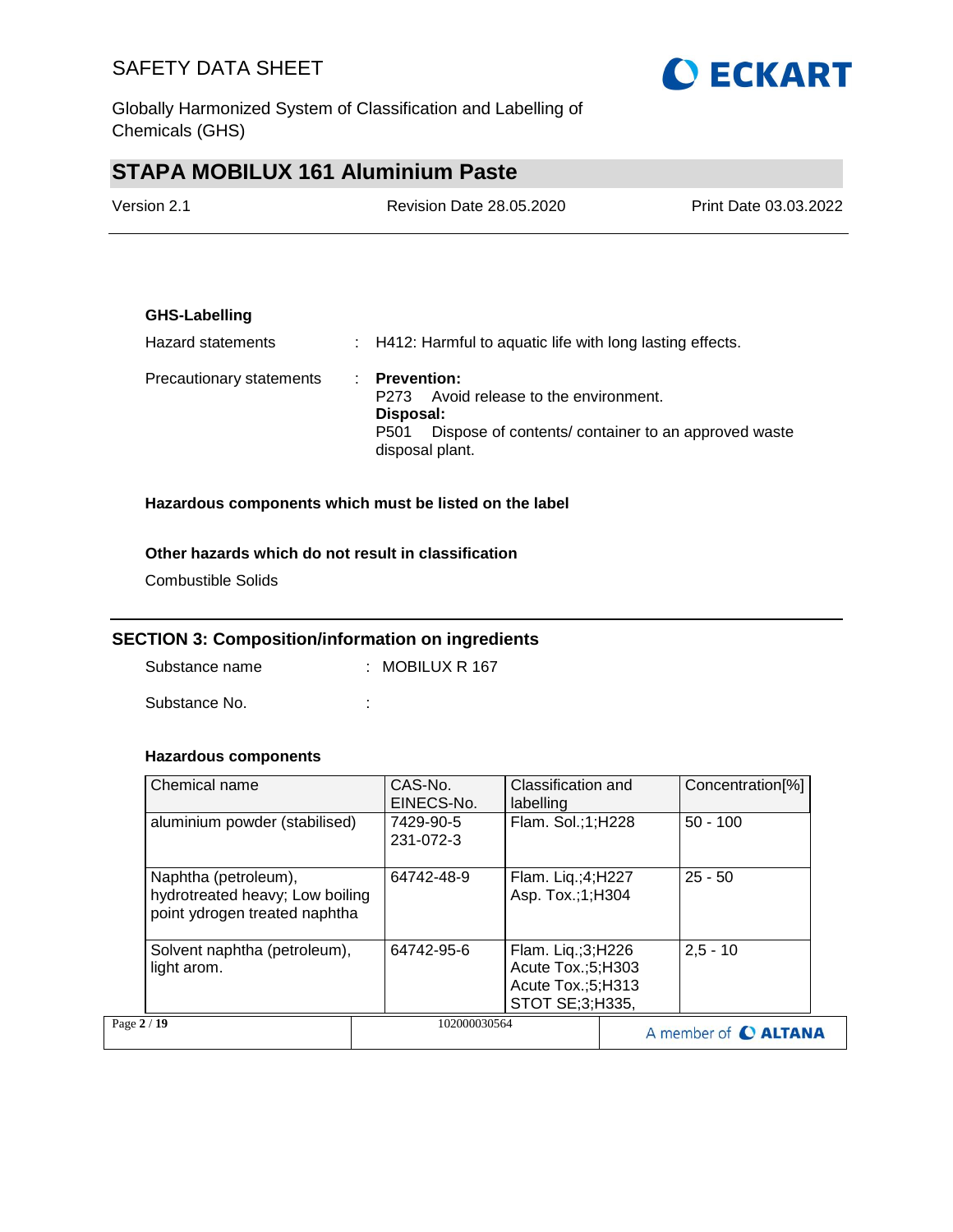**GHS-Labelling**

Hazard statements : H412: Harmful to aquatic life with long lasting effects.

Precautionary statements : **Prevention:**
P273 Avoid release to the environment.
**Disposal:**
P501 Dispose of contents/ container to an approved waste disposal plant.

**Hazardous components which must be listed on the label**

**Other hazards which do not result in classification**

Combustible Solids

## SECTION 3: Composition/information on ingredients

Substance name : MOBILUX R 167

Substance No. :

**Hazardous components**

| Chemical name | CAS-No. EINECS-No. | Classification and labelling | Concentration[%] |
|---|---|---|---|
| aluminium powder (stabilised) | 7429-90-5 231-072-3 | Flam. Sol.;1;H228 | 50 - 100 |
| Naphtha (petroleum), hydrotreated heavy; Low boiling point ydrogen treated naphtha | 64742-48-9 | Flam. Liq.;4;H227 Asp. Tox.;1;H304 | 25 - 50 |
| Solvent naphtha (petroleum), light arom. | 64742-95-6 | Flam. Liq.;3;H226 Acute Tox.;5;H303 Acute Tox.;5;H313 STOT SE;3;H335, | 2,5 - 10 |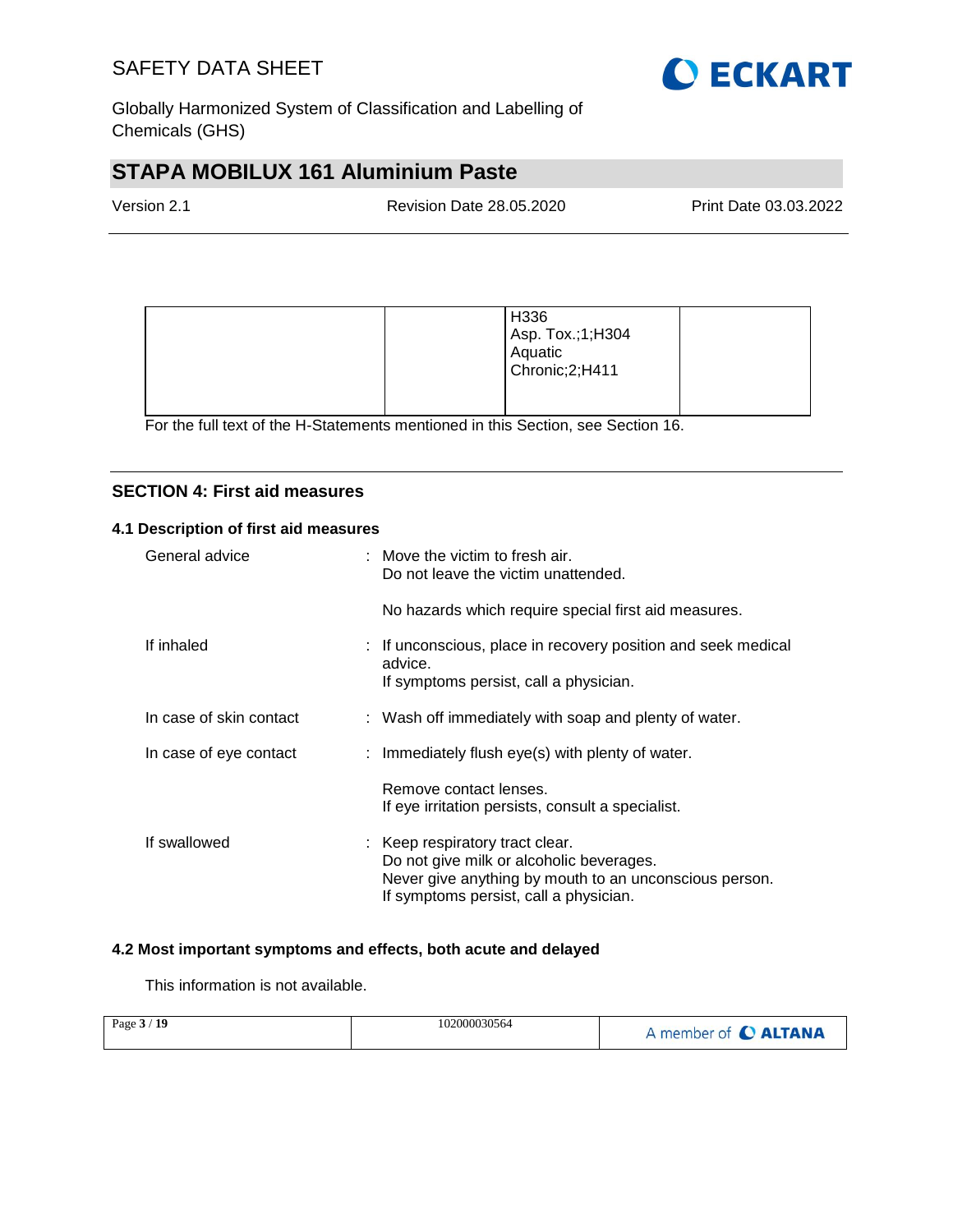| | | | |
|---|---|---|---|
| | | H336<br>Asp. Tox.;1;H304<br>Aquatic Chronic;2;H411 | |

For the full text of the H-Statements mentioned in this Section, see Section 16.

## SECTION 4: First aid measures

### 4.1 Description of first aid measures

General advice : Move the victim to fresh air.
Do not leave the victim unattended.

No hazards which require special first aid measures.

If inhaled : If unconscious, place in recovery position and seek medical advice.
If symptoms persist, call a physician.

In case of skin contact : Wash off immediately with soap and plenty of water.

In case of eye contact : Immediately flush eye(s) with plenty of water.

Remove contact lenses.
If eye irritation persists, consult a specialist.

If swallowed : Keep respiratory tract clear.
Do not give milk or alcoholic beverages.
Never give anything by mouth to an unconscious person.
If symptoms persist, call a physician.

### 4.2 Most important symptoms and effects, both acute and delayed

This information is not available.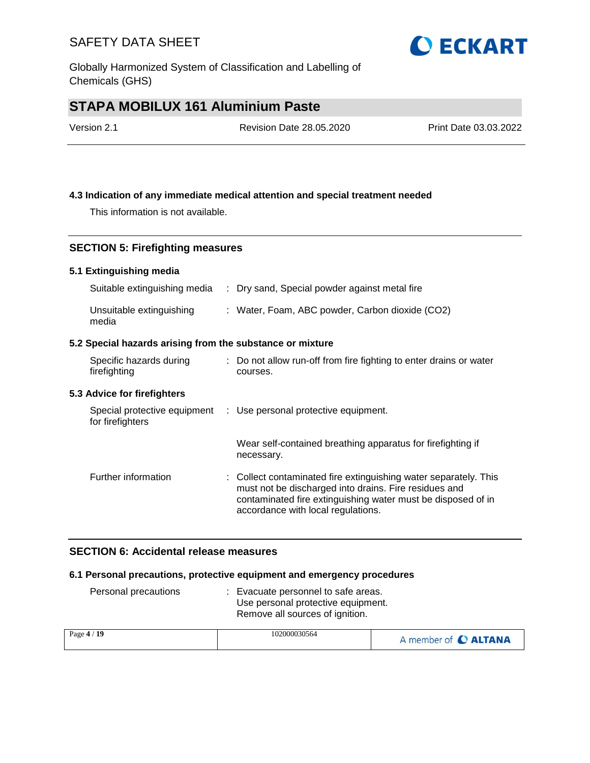### 4.3 Indication of any immediate medical attention and special treatment needed

This information is not available.

## SECTION 5: Firefighting measures

### 5.1 Extinguishing media

Suitable extinguishing media : Dry sand, Special powder against metal fire

Unsuitable extinguishing media : Water, Foam, ABC powder, Carbon dioxide ($CO_2$)

### 5.2 Special hazards arising from the substance or mixture

Specific hazards during firefighting : Do not allow run-off from fire fighting to enter drains or water courses.

### 5.3 Advice for firefighters

Special protective equipment for firefighters : Use personal protective equipment.

Wear self-contained breathing apparatus for firefighting if necessary.

Further information : Collect contaminated fire extinguishing water separately. This must not be discharged into drains. Fire residues and contaminated fire extinguishing water must be disposed of in accordance with local regulations.

## SECTION 6: Accidental release measures

### 6.1 Personal precautions, protective equipment and emergency procedures

Personal precautions : Evacuate personnel to safe areas.
Use personal protective equipment.
Remove all sources of ignition.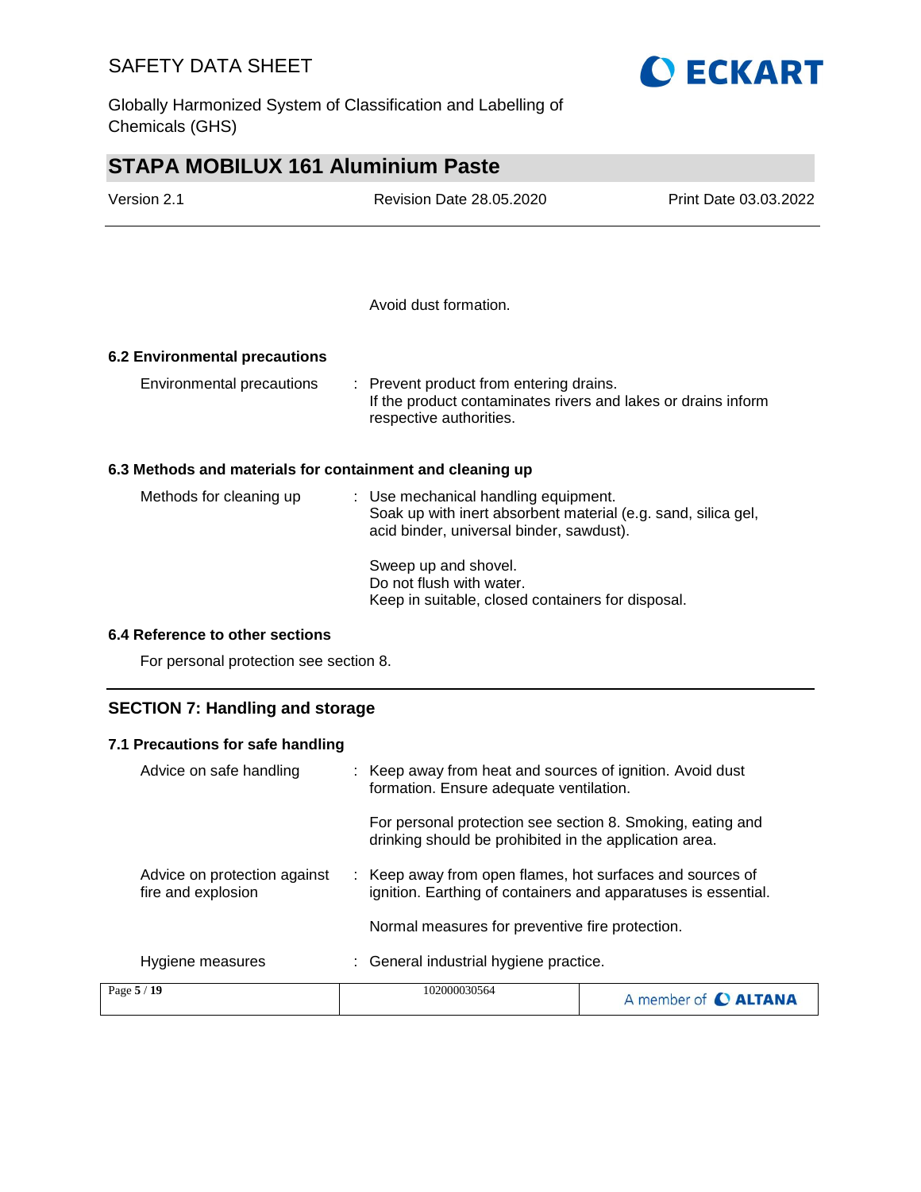Avoid dust formation.

### 6.2 Environmental precautions

| | |
|---|---|
| Environmental precautions | : Prevent product from entering drains.<br>If the product contaminates rivers and lakes or drains inform respective authorities. |

### 6.3 Methods and materials for containment and cleaning up

| | |
|---|---|
| Methods for cleaning up | : Use mechanical handling equipment.<br>Soak up with inert absorbent material (e.g. sand, silica gel, acid binder, universal binder, sawdust).<br><br>Sweep up and shovel.<br>Do not flush with water.<br>Keep in suitable, closed containers for disposal. |

### 6.4 Reference to other sections

For personal protection see section 8.

## SECTION 7: Handling and storage

### 7.1 Precautions for safe handling

| | |
|---|---|
| Advice on safe handling | : Keep away from heat and sources of ignition. Avoid dust formation. Ensure adequate ventilation.<br><br>For personal protection see section 8. Smoking, eating and drinking should be prohibited in the application area. |
| Advice on protection against fire and explosion | : Keep away from open flames, hot surfaces and sources of ignition. Earthing of containers and apparatuses is essential.<br><br>Normal measures for preventive fire protection. |
| Hygiene measures | : General industrial hygiene practice. |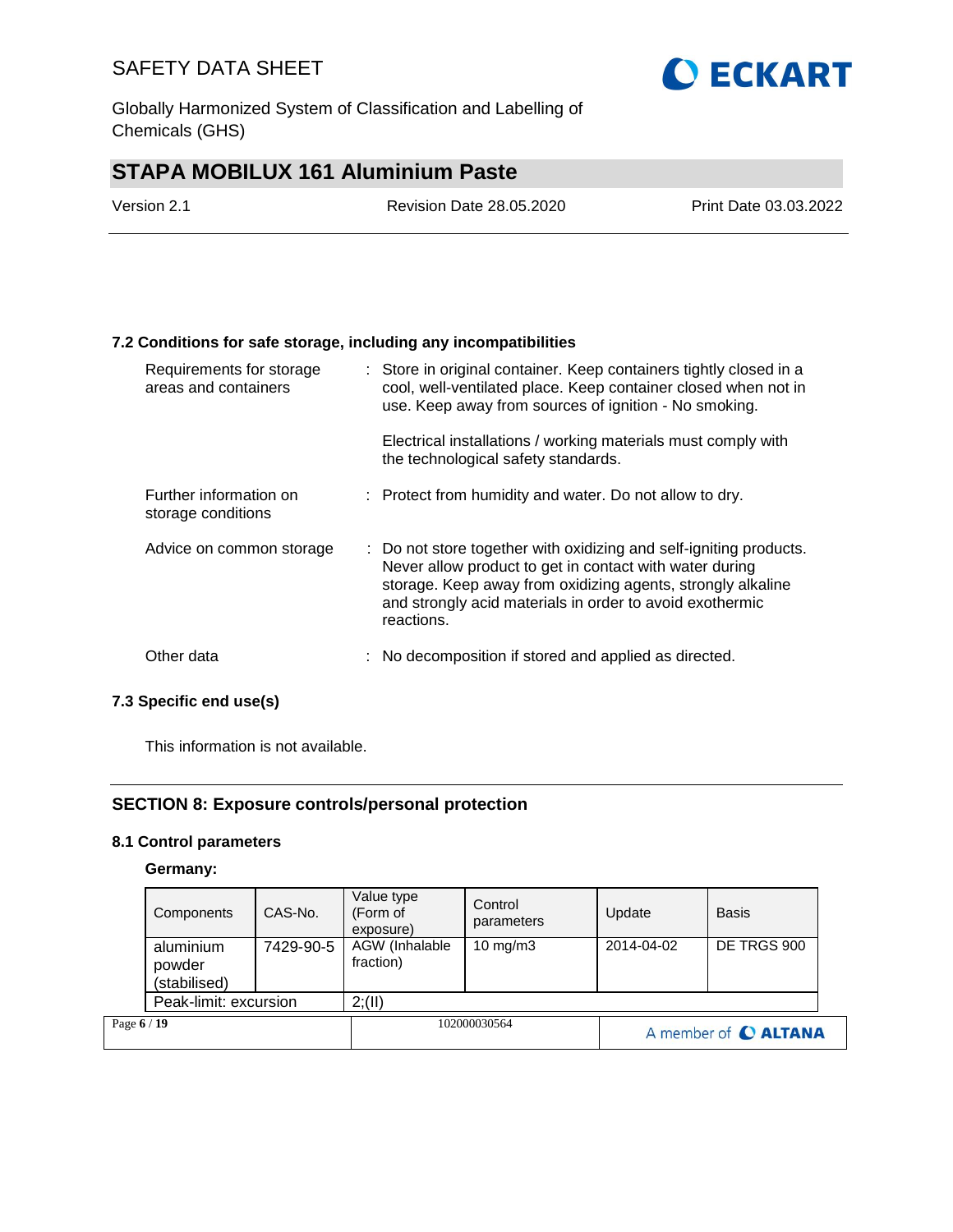### 7.2 Conditions for safe storage, including any incompatibilities

Requirements for storage areas and containers : Store in original container. Keep containers tightly closed in a cool, well-ventilated place. Keep container closed when not in use. Keep away from sources of ignition - No smoking.

Electrical installations / working materials must comply with the technological safety standards.

Further information on storage conditions : Protect from humidity and water. Do not allow to dry.

Advice on common storage : Do not store together with oxidizing and self-igniting products. Never allow product to get in contact with water during storage. Keep away from oxidizing agents, strongly alkaline and strongly acid materials in order to avoid exothermic reactions.

Other data : No decomposition if stored and applied as directed.

### 7.3 Specific end use(s)

This information is not available.

## SECTION 8: Exposure controls/personal protection

### 8.1 Control parameters

**Germany:**

| Components | CAS-No. | Value type (Form of exposure) | Control parameters | Update | Basis |
|---|---|---|---|---|---|
| aluminium powder (stabilised) | 7429-90-5 | AGW (Inhalable fraction) | 10 mg/m3 | 2014-04-02 | DE TRGS 900 |
| Peak-limit: excursion | | 2;(II) | | | |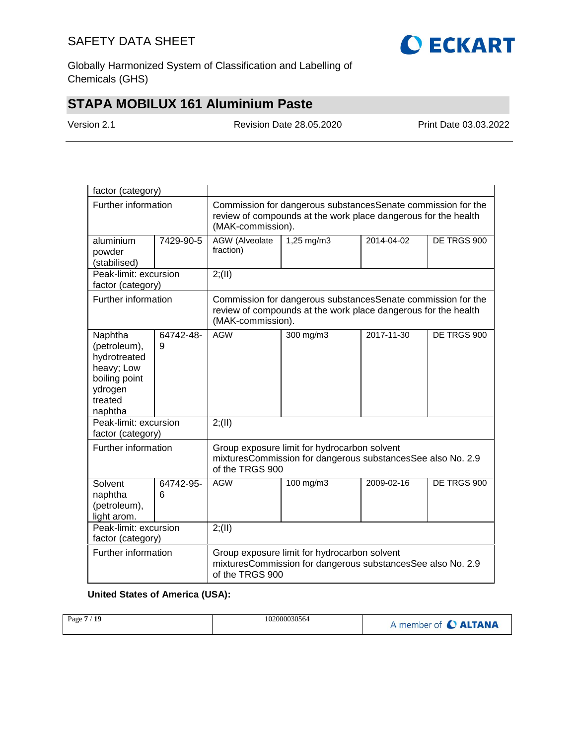| | | | | | |
|---|---|---|---|---|---|
| factor (category) | | | | | |
| Further information | | Commission for dangerous substancesSenate commission for the review of compounds at the work place dangerous for the health (MAK-commission). | | | |
| aluminium powder (stabilised) | 7429-90-5 | AGW (Alveolate fraction) | 1,25 mg/m3 | 2014-04-02 | DE TRGS 900 |
| Peak-limit: excursion factor (category) | | 2;(II) | | | |
| Further information | | Commission for dangerous substancesSenate commission for the review of compounds at the work place dangerous for the health (MAK-commission). | | | |
| Naphtha (petroleum), hydrotreated heavy; Low boiling point ydrogen treated naphtha | 64742-48-9 | AGW | 300 mg/m3 | 2017-11-30 | DE TRGS 900 |
| Peak-limit: excursion factor (category) | | 2;(II) | | | |
| Further information | | Group exposure limit for hydrocarbon solvent mixturesCommission for dangerous substancesSee also No. 2.9 of the TRGS 900 | | | |
| Solvent naphtha (petroleum), light arom. | 64742-95-6 | AGW | 100 mg/m3 | 2009-02-16 | DE TRGS 900 |
| Peak-limit: excursion factor (category) | | 2;(II) | | | |
| Further information | | Group exposure limit for hydrocarbon solvent mixturesCommission for dangerous substancesSee also No. 2.9 of the TRGS 900 | | | |

**United States of America (USA):**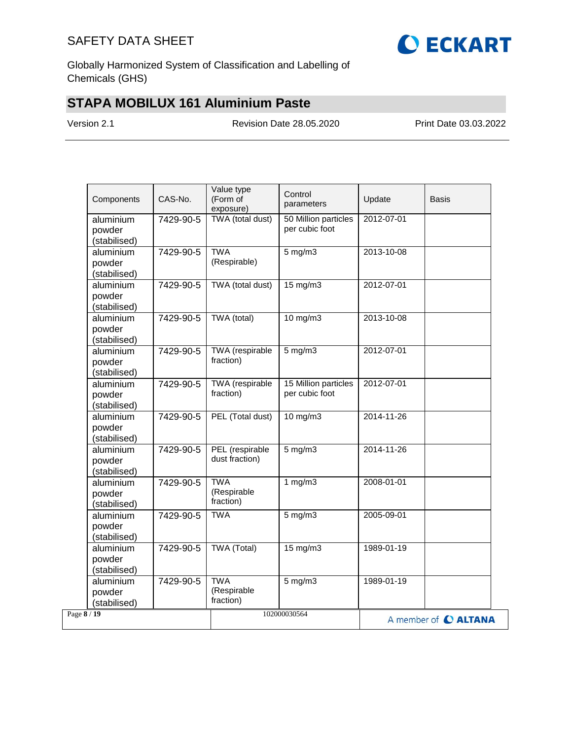| Components | CAS-No. | Value type (Form of exposure) | Control parameters | Update | Basis |
|---|---|---|---|---|---|
| aluminium powder (stabilised) | 7429-90-5 | TWA (total dust) | 50 Million particles per cubic foot | 2012-07-01 | |
| aluminium powder (stabilised) | 7429-90-5 | TWA (Respirable) | 5 mg/m3 | 2013-10-08 | |
| aluminium powder (stabilised) | 7429-90-5 | TWA (total dust) | 15 mg/m3 | 2012-07-01 | |
| aluminium powder (stabilised) | 7429-90-5 | TWA (total) | 10 mg/m3 | 2013-10-08 | |
| aluminium powder (stabilised) | 7429-90-5 | TWA (respirable fraction) | 5 mg/m3 | 2012-07-01 | |
| aluminium powder (stabilised) | 7429-90-5 | TWA (respirable fraction) | 15 Million particles per cubic foot | 2012-07-01 | |
| aluminium powder (stabilised) | 7429-90-5 | PEL (Total dust) | 10 mg/m3 | 2014-11-26 | |
| aluminium powder (stabilised) | 7429-90-5 | PEL (respirable dust fraction) | 5 mg/m3 | 2014-11-26 | |
| aluminium powder (stabilised) | 7429-90-5 | TWA (Respirable fraction) | 1 mg/m3 | 2008-01-01 | |
| aluminium powder (stabilised) | 7429-90-5 | TWA | 5 mg/m3 | 2005-09-01 | |
| aluminium powder (stabilised) | 7429-90-5 | TWA (Total) | 15 mg/m3 | 1989-01-19 | |
| aluminium powder (stabilised) | 7429-90-5 | TWA (Respirable fraction) | 5 mg/m3 | 1989-01-19 | |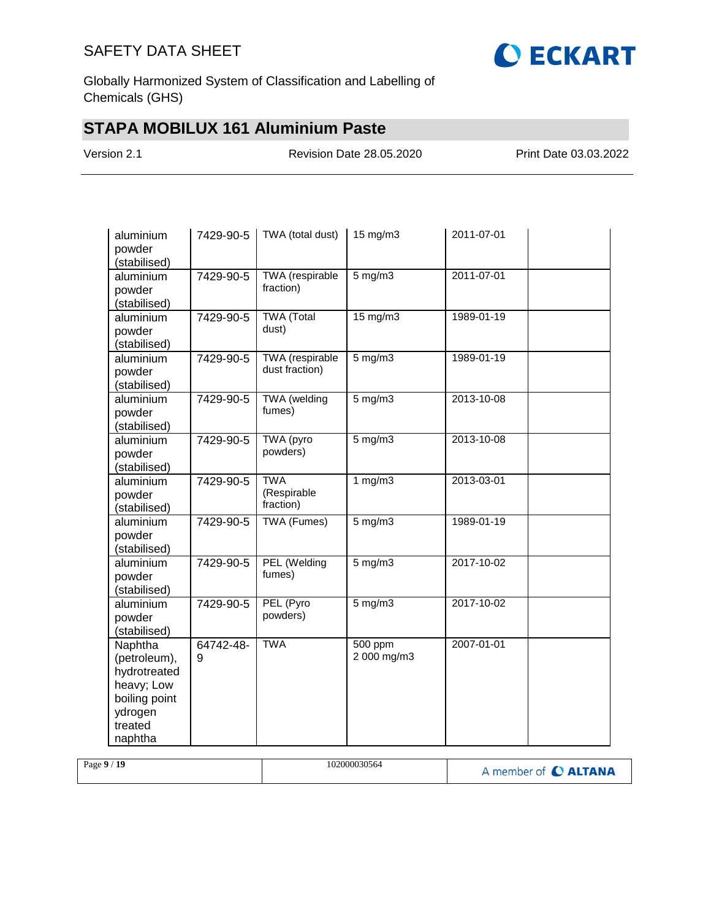| | | | | | |
|---|---|---|---|---|---|
| aluminium powder (stabilised) | 7429-90-5 | TWA (total dust) | 15 mg/m3 | 2011-07-01 | |
| aluminium powder (stabilised) | 7429-90-5 | TWA (respirable fraction) | 5 mg/m3 | 2011-07-01 | |
| aluminium powder (stabilised) | 7429-90-5 | TWA (Total dust) | 15 mg/m3 | 1989-01-19 | |
| aluminium powder (stabilised) | 7429-90-5 | TWA (respirable dust fraction) | 5 mg/m3 | 1989-01-19 | |
| aluminium powder (stabilised) | 7429-90-5 | TWA (welding fumes) | 5 mg/m3 | 2013-10-08 | |
| aluminium powder (stabilised) | 7429-90-5 | TWA (pyro powders) | 5 mg/m3 | 2013-10-08 | |
| aluminium powder (stabilised) | 7429-90-5 | TWA (Respirable fraction) | 1 mg/m3 | 2013-03-01 | |
| aluminium powder (stabilised) | 7429-90-5 | TWA (Fumes) | 5 mg/m3 | 1989-01-19 | |
| aluminium powder (stabilised) | 7429-90-5 | PEL (Welding fumes) | 5 mg/m3 | 2017-10-02 | |
| aluminium powder (stabilised) | 7429-90-5 | PEL (Pyro powders) | 5 mg/m3 | 2017-10-02 | |
| Naphtha (petroleum), hydrotreated heavy; Low boiling point ydrogen treated naphtha | 64742-48-9 | TWA | 500 ppm<br>2 000 mg/m3 | 2007-01-01 | |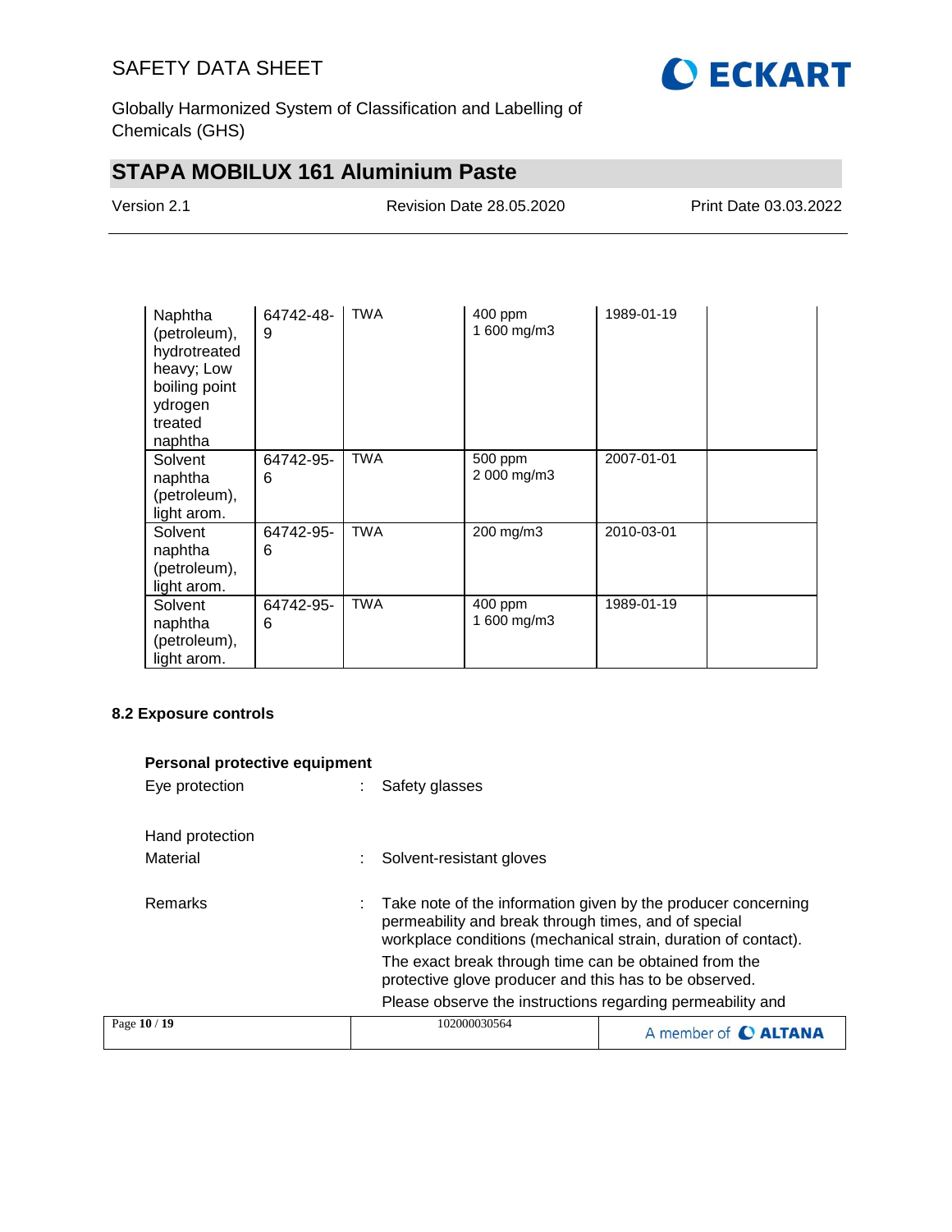| | | | | | |
|---|---|---|---|---|---|
| Naphtha (petroleum), hydrotreated heavy; Low boiling point ydrogen treated naphtha | 64742-48-9 | TWA | 400 ppm<br>1 600 mg/m3 | 1989-01-19 | |
| Solvent naphtha (petroleum), light arom. | 64742-95-6 | TWA | 500 ppm<br>2 000 mg/m3 | 2007-01-01 | |
| Solvent naphtha (petroleum), light arom. | 64742-95-6 | TWA | 200 mg/m3 | 2010-03-01 | |
| Solvent naphtha (petroleum), light arom. | 64742-95-6 | TWA | 400 ppm<br>1 600 mg/m3 | 1989-01-19 | |

### 8.2 Exposure controls

**Personal protective equipment**

Eye protection : Safety glasses

Hand protection

Material : Solvent-resistant gloves

Remarks : Take note of the information given by the producer concerning permeability and break through times, and of special workplace conditions (mechanical strain, duration of contact).
The exact break through time can be obtained from the protective glove producer and this has to be observed.
Please observe the instructions regarding permeability and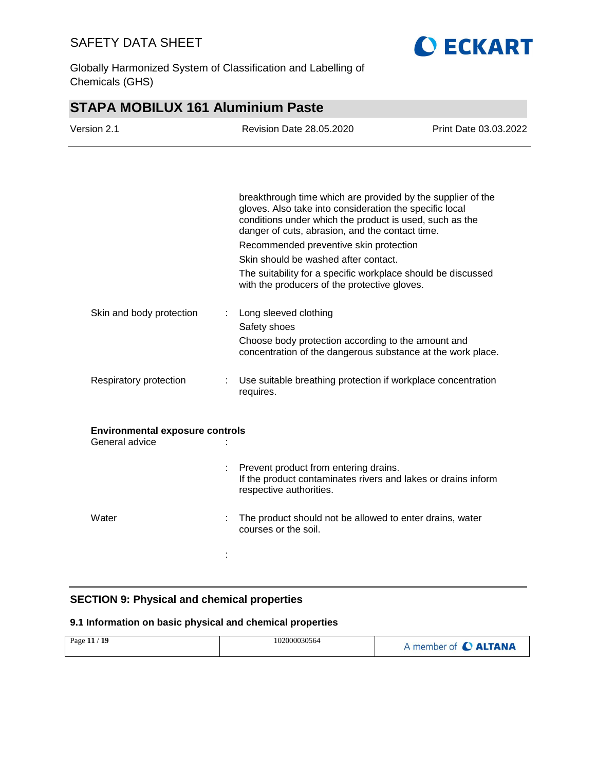breakthrough time which are provided by the supplier of the gloves. Also take into consideration the specific local conditions under which the product is used, such as the danger of cuts, abrasion, and the contact time.

Recommended preventive skin protection

Skin should be washed after contact.

The suitability for a specific workplace should be discussed with the producers of the protective gloves.

Skin and body protection : Long sleeved clothing

Safety shoes

Choose body protection according to the amount and concentration of the dangerous substance at the work place.

Respiratory protection : Use suitable breathing protection if workplace concentration requires.

**Environmental exposure controls**

General advice :

: Prevent product from entering drains.
If the product contaminates rivers and lakes or drains inform respective authorities.

Water : The product should not be allowed to enter drains, water courses or the soil.

:

## SECTION 9: Physical and chemical properties

### 9.1 Information on basic physical and chemical properties

102000030564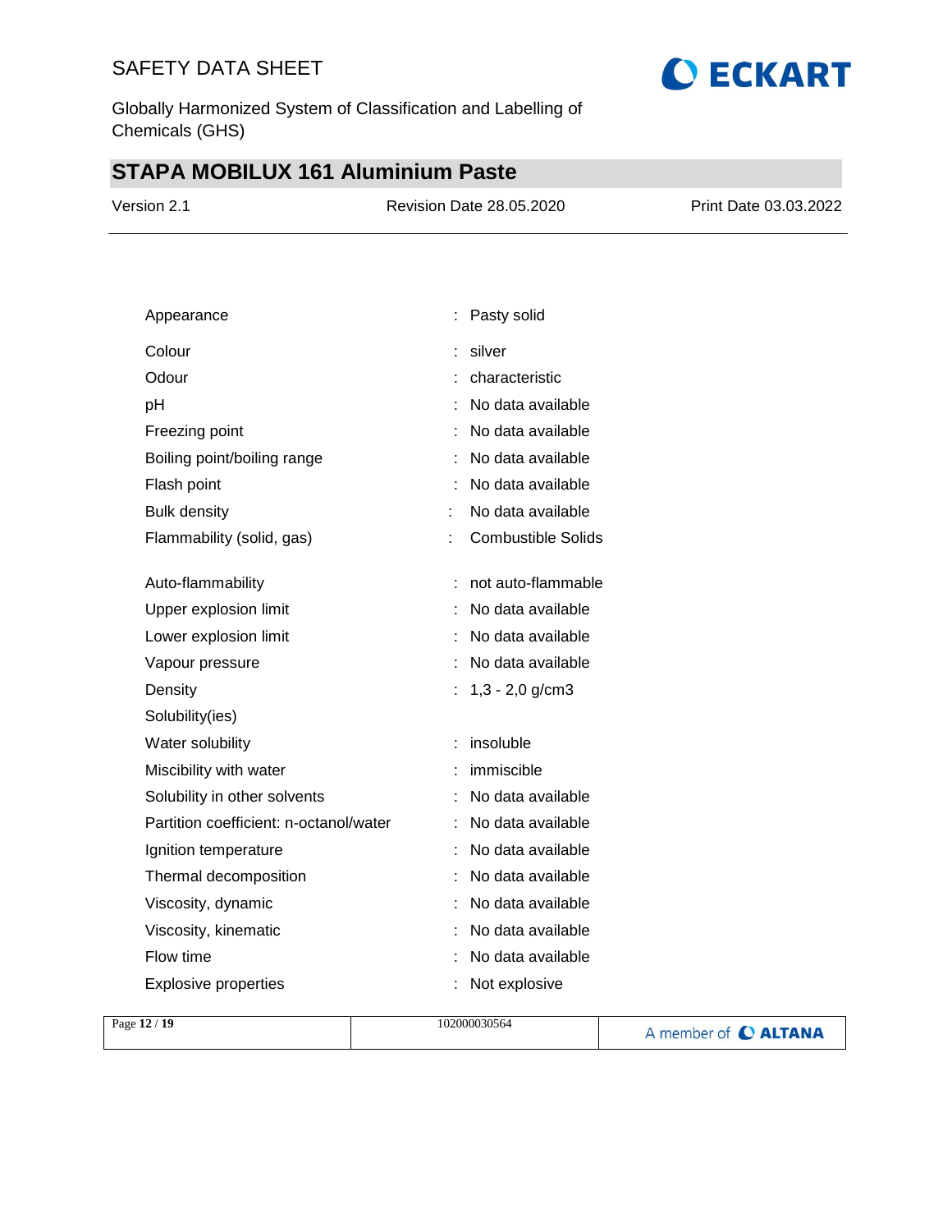| | | |
|---|---|---|
| Appearance | : | Pasty solid |
| Colour | : | silver |
| Odour | : | characteristic |
| pH | : | No data available |
| Freezing point | : | No data available |
| Boiling point/boiling range | : | No data available |
| Flash point | : | No data available |
| Bulk density | : | No data available |
| Flammability (solid, gas) | : | Combustible Solids |
| Auto-flammability | : | not auto-flammable |
| Upper explosion limit | : | No data available |
| Lower explosion limit | : | No data available |
| Vapour pressure | : | No data available |
| Density | : | 1,3 - 2,0 g/cm3 |
| Solubility(ies) | | |
| Water solubility | : | insoluble |
| Miscibility with water | : | immiscible |
| Solubility in other solvents | : | No data available |
| Partition coefficient: n-octanol/water | : | No data available |
| Ignition temperature | : | No data available |
| Thermal decomposition | : | No data available |
| Viscosity, dynamic | : | No data available |
| Viscosity, kinematic | : | No data available |
| Flow time | : | No data available |
| Explosive properties | : | Not explosive |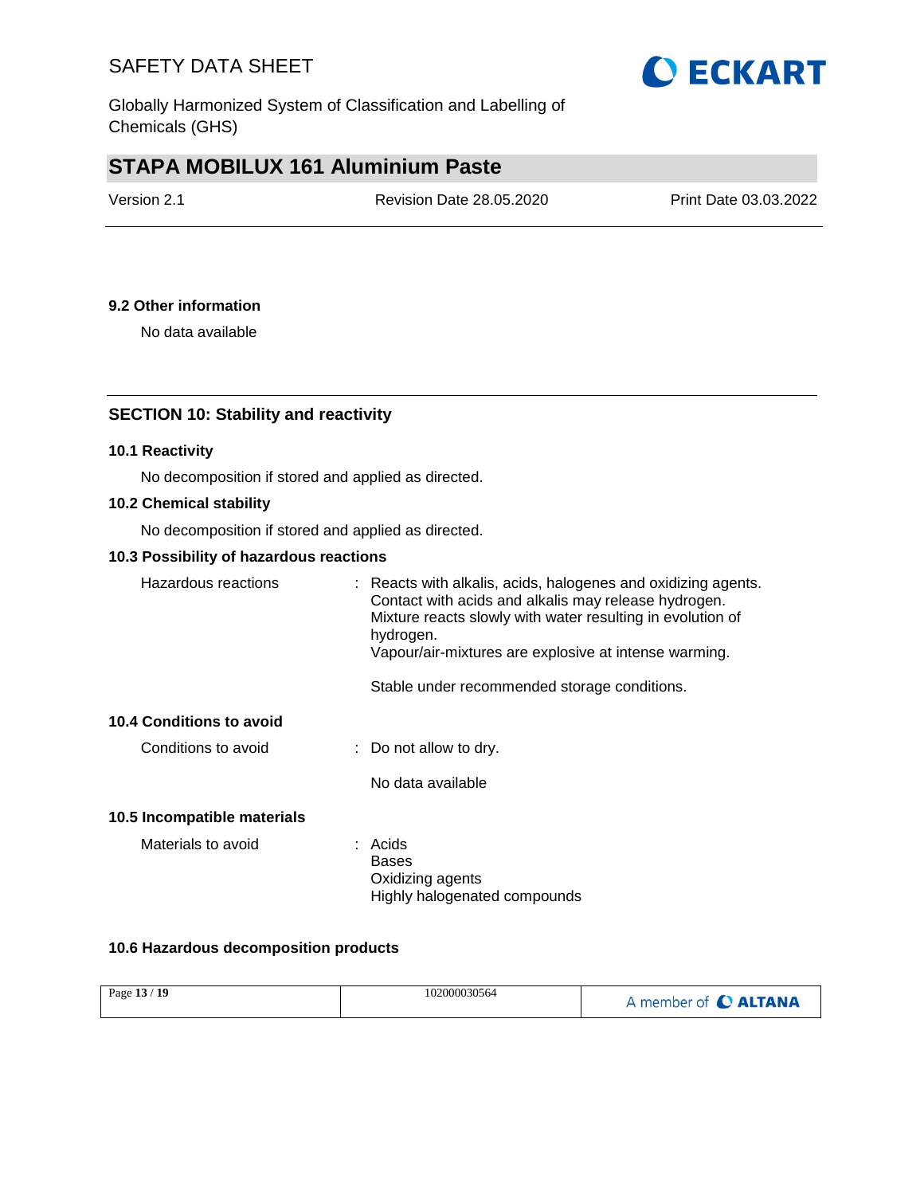### 9.2 Other information

No data available

## SECTION 10: Stability and reactivity

### 10.1 Reactivity

No decomposition if stored and applied as directed.

### 10.2 Chemical stability

No decomposition if stored and applied as directed.

### 10.3 Possibility of hazardous reactions

Hazardous reactions : Reacts with alkalis, acids, halogenes and oxidizing agents. Contact with acids and alkalis may release hydrogen. Mixture reacts slowly with water resulting in evolution of hydrogen. Vapour/air-mixtures are explosive at intense warming.

Stable under recommended storage conditions.

### 10.4 Conditions to avoid

Conditions to avoid : Do not allow to dry.

No data available

### 10.5 Incompatible materials

Materials to avoid : Acids
Bases
Oxidizing agents
Highly halogenated compounds

### 10.6 Hazardous decomposition products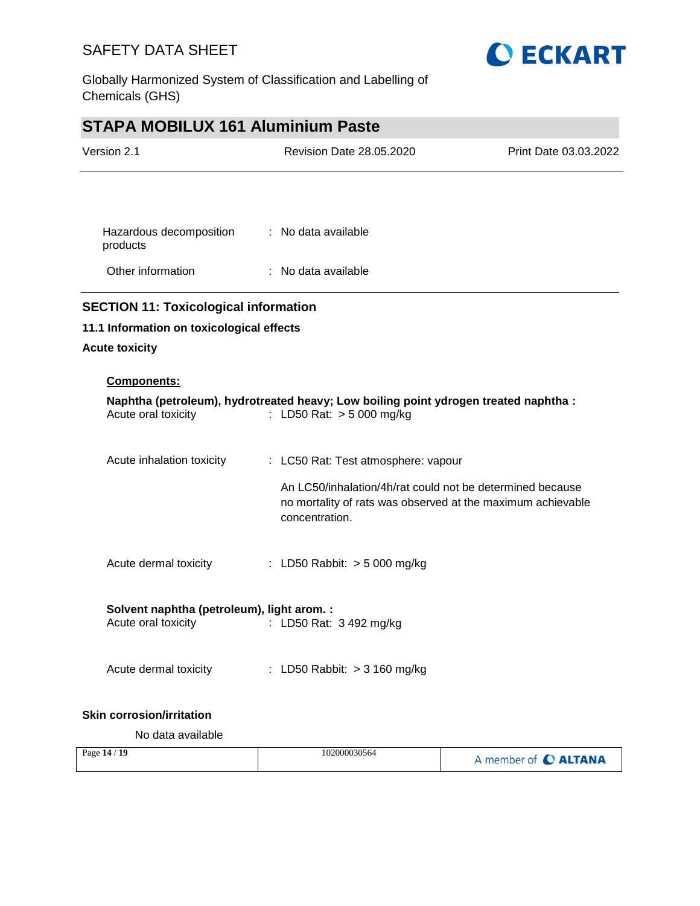| | | |
|---|---|---|
| Hazardous decomposition products | : | No data available |
| Other information | : | No data available |

## SECTION 11: Toxicological information

### 11.1 Information on toxicological effects

**Acute toxicity**

**Components:**

**Naphtha (petroleum), hydrotreated heavy; Low boiling point ydrogen treated naphtha :**

| | | |
|---|---|---|
| Acute oral toxicity | : | LD50 Rat: > 5 000 mg/kg |
| Acute inhalation toxicity | : | LC50 Rat: Test atmosphere: vapour<br><br>An LC50/inhalation/4h/rat could not be determined because no mortality of rats was observed at the maximum achievable concentration. |
| Acute dermal toxicity | : | LD50 Rabbit: > 5 000 mg/kg |

**Solvent naphtha (petroleum), light arom. :**

| | | |
|---|---|---|
| Acute oral toxicity | : | LD50 Rat: 3 492 mg/kg |
| Acute dermal toxicity | : | LD50 Rabbit: > 3 160 mg/kg |

**Skin corrosion/irritation**

No data available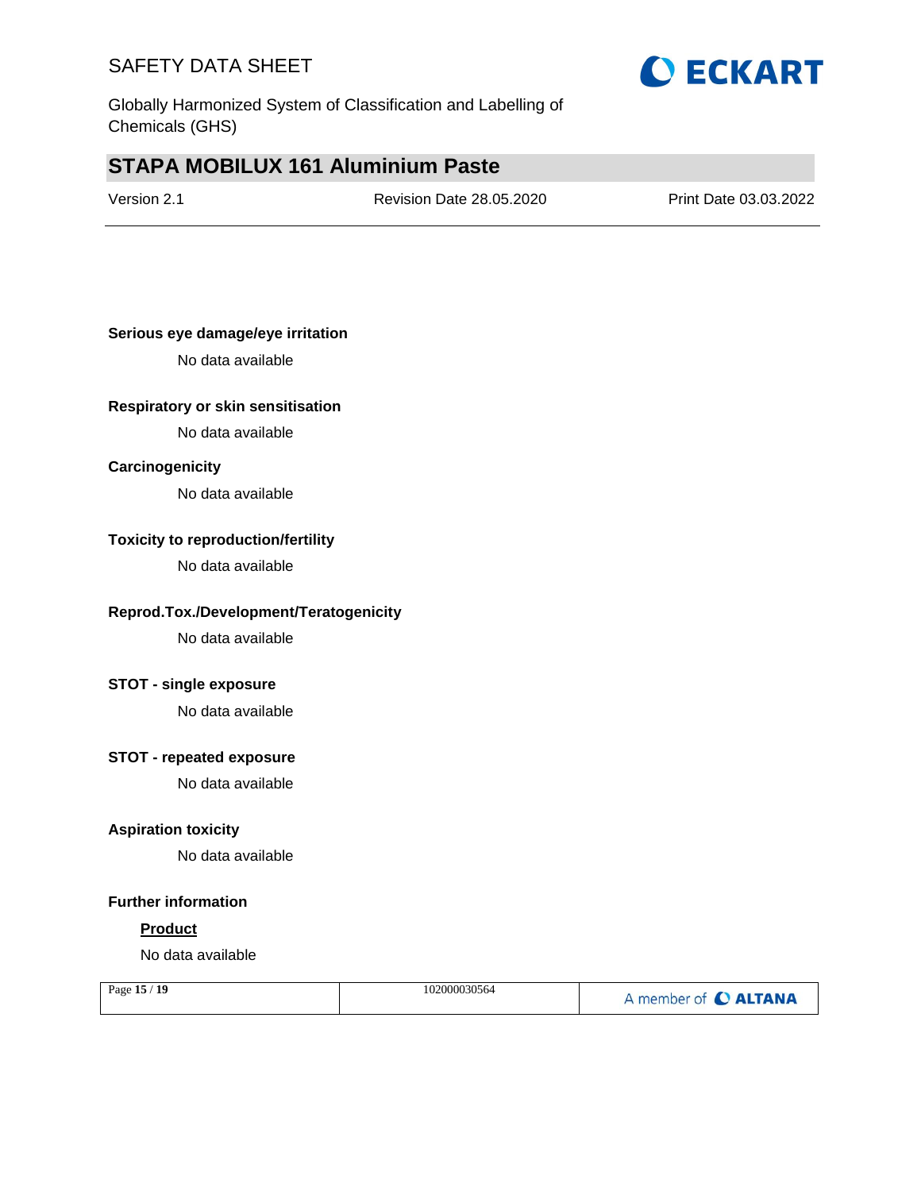**Serious eye damage/eye irritation**

No data available

**Respiratory or skin sensitisation**

No data available

**Carcinogenicity**

No data available

**Toxicity to reproduction/fertility**

No data available

**Reprod.Tox./Development/Teratogenicity**

No data available

**STOT - single exposure**

No data available

**STOT - repeated exposure**

No data available

**Aspiration toxicity**

No data available

**Further information**

**Product**

No data available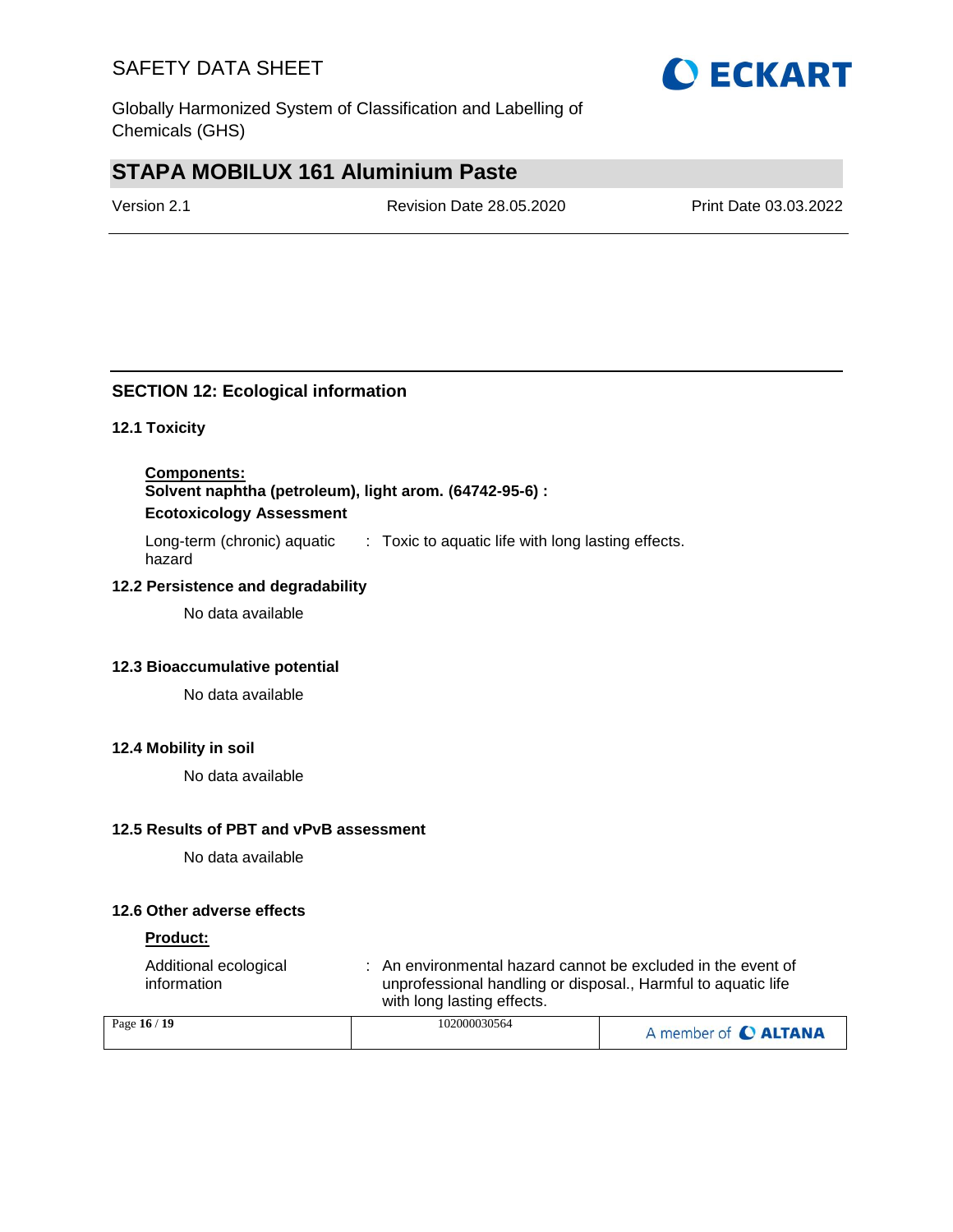## SECTION 12: Ecological information

### 12.1 Toxicity

**Components:**

**Solvent naphtha (petroleum), light arom. (64742-95-6) :**

**Ecotoxicology Assessment**

Long-term (chronic) aquatic hazard : Toxic to aquatic life with long lasting effects.

### 12.2 Persistence and degradability

No data available

### 12.3 Bioaccumulative potential

No data available

### 12.4 Mobility in soil

No data available

### 12.5 Results of PBT and vPvB assessment

No data available

### 12.6 Other adverse effects

**Product:**

Additional ecological information : An environmental hazard cannot be excluded in the event of unprofessional handling or disposal., Harmful to aquatic life with long lasting effects.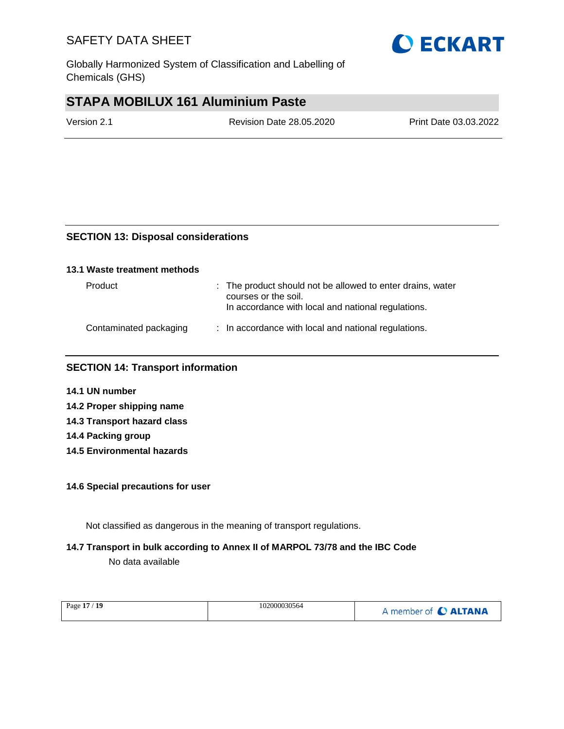## SECTION 13: Disposal considerations

### 13.1 Waste treatment methods

| | |
|---|---|
| Product | : The product should not be allowed to enter drains, water courses or the soil. In accordance with local and national regulations. |
| Contaminated packaging | : In accordance with local and national regulations. |

## SECTION 14: Transport information

**14.1 UN number**

**14.2 Proper shipping name**

**14.3 Transport hazard class**

**14.4 Packing group**

**14.5 Environmental hazards**

**14.6 Special precautions for user**

Not classified as dangerous in the meaning of transport regulations.

**14.7 Transport in bulk according to Annex II of MARPOL 73/78 and the IBC Code**

No data available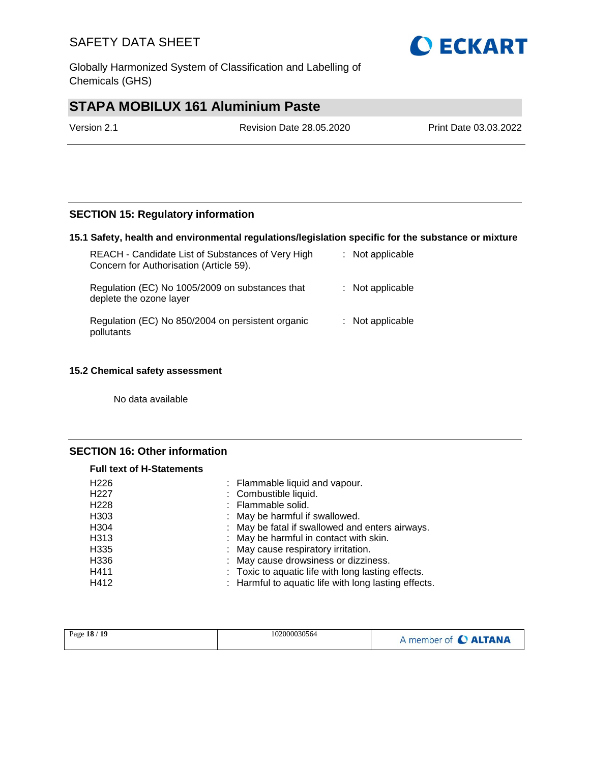## SECTION 15: Regulatory information

### 15.1 Safety, health and environmental regulations/legislation specific for the substance or mixture

| | |
|---|---|
| REACH - Candidate List of Substances of Very High Concern for Authorisation (Article 59). | : Not applicable |
| Regulation (EC) No 1005/2009 on substances that deplete the ozone layer | : Not applicable |
| Regulation (EC) No 850/2004 on persistent organic pollutants | : Not applicable |

### 15.2 Chemical safety assessment

No data available

## SECTION 16: Other information

**Full text of H-Statements**

| | |
|---|---|
| H226 | : Flammable liquid and vapour. |
| H227 | : Combustible liquid. |
| H228 | : Flammable solid. |
| H303 | : May be harmful if swallowed. |
| H304 | : May be fatal if swallowed and enters airways. |
| H313 | : May be harmful in contact with skin. |
| H335 | : May cause respiratory irritation. |
| H336 | : May cause drowsiness or dizziness. |
| H411 | : Toxic to aquatic life with long lasting effects. |
| H412 | : Harmful to aquatic life with long lasting effects. |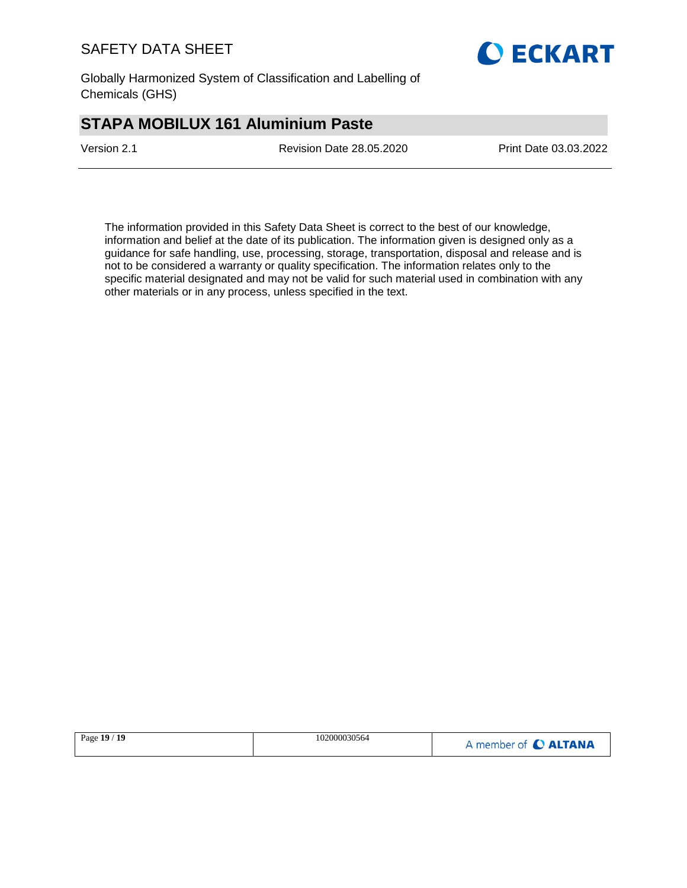The information provided in this Safety Data Sheet is correct to the best of our knowledge, information and belief at the date of its publication. The information given is designed only as a guidance for safe handling, use, processing, storage, transportation, disposal and release and is not to be considered a warranty or quality specification. The information relates only to the specific material designated and may not be valid for such material used in combination with any other materials or in any process, unless specified in the text.